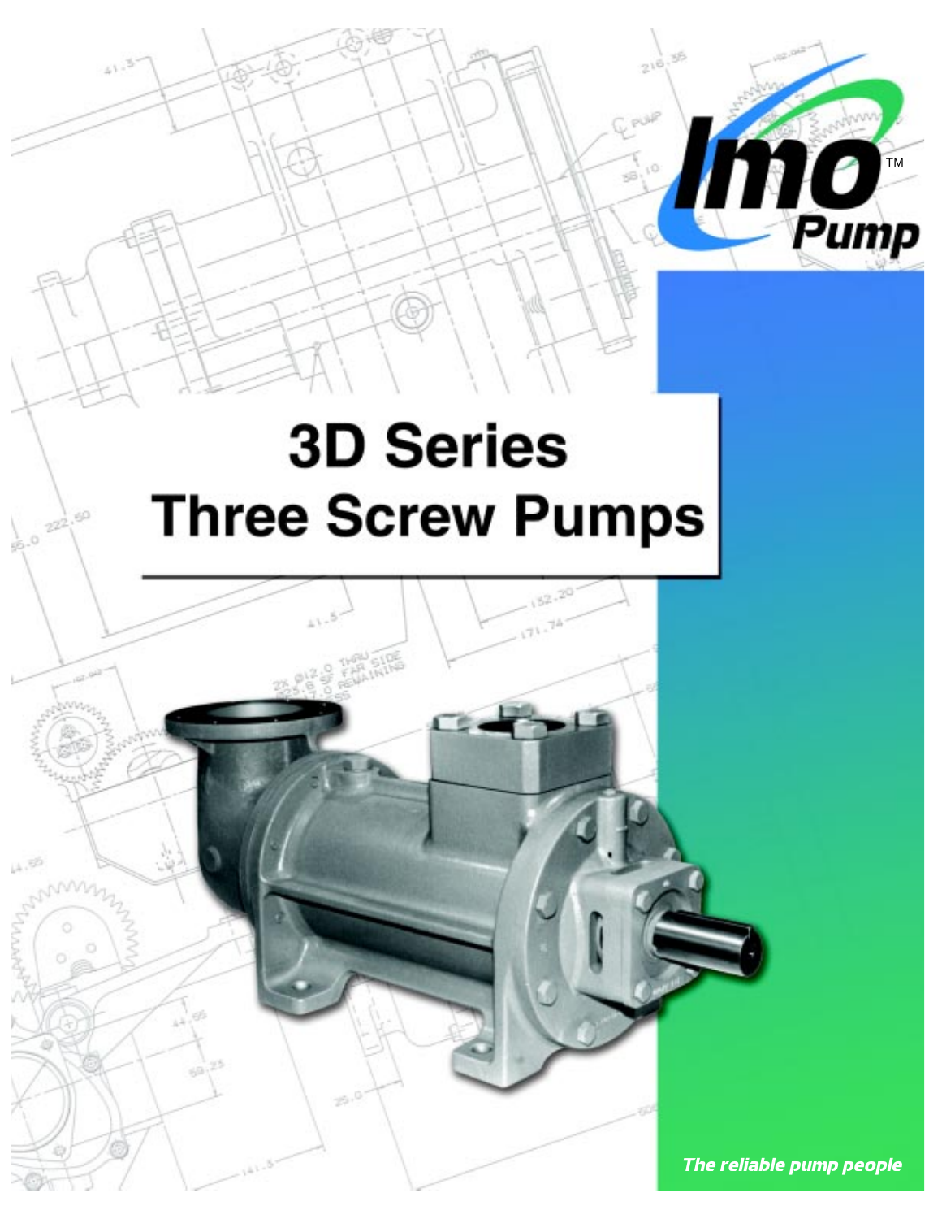Imo™ Pump

# 3D Series Three Screw Pumps

*The reliable pump people*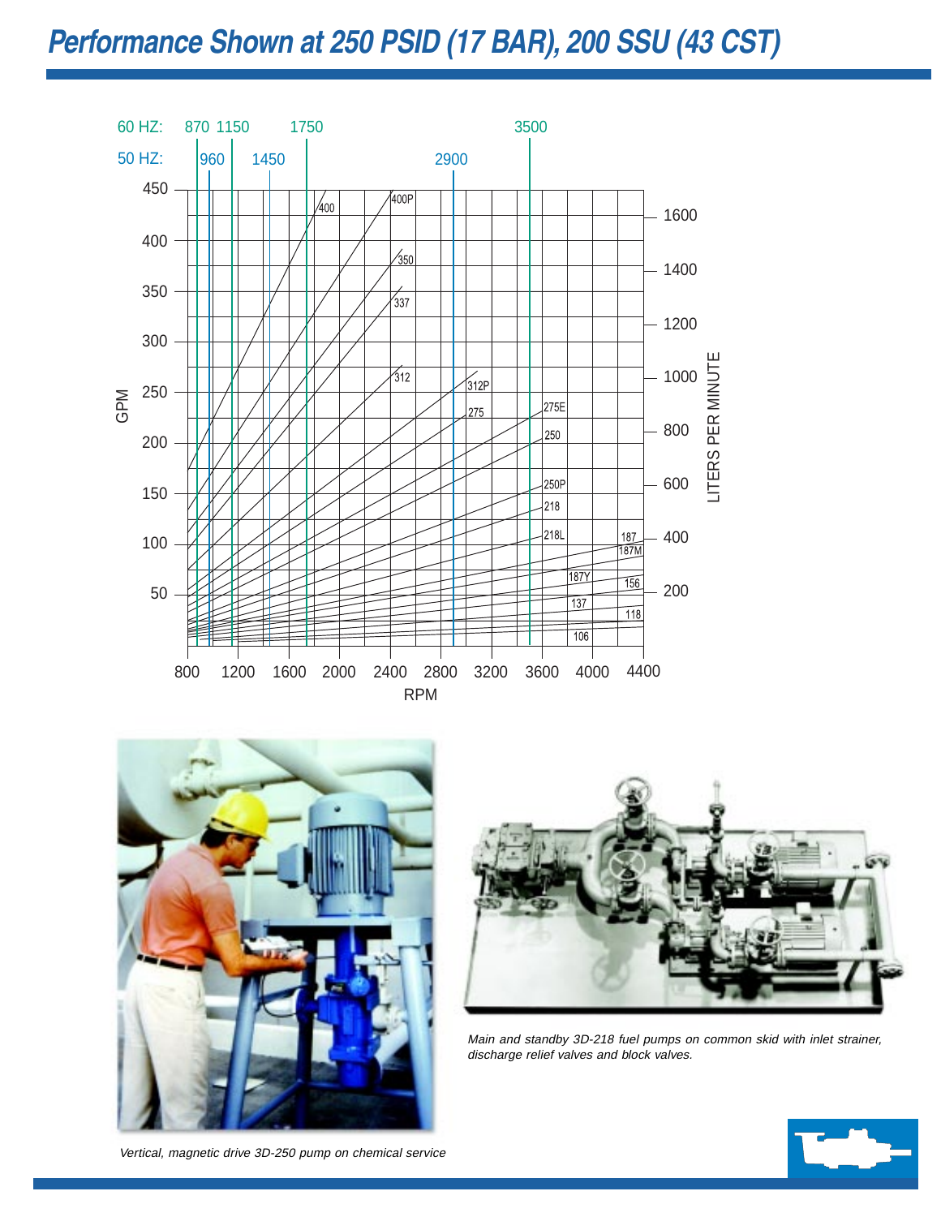# Performance Shown at 250 PSID (17 BAR), 200 SSU (43 CST)

Main and standby 3D-218 fuel pumps on common skid with inlet strainer, discharge relief valves and block valves.

*Vertical, magnetic drive 3D-250 pump on chemical service*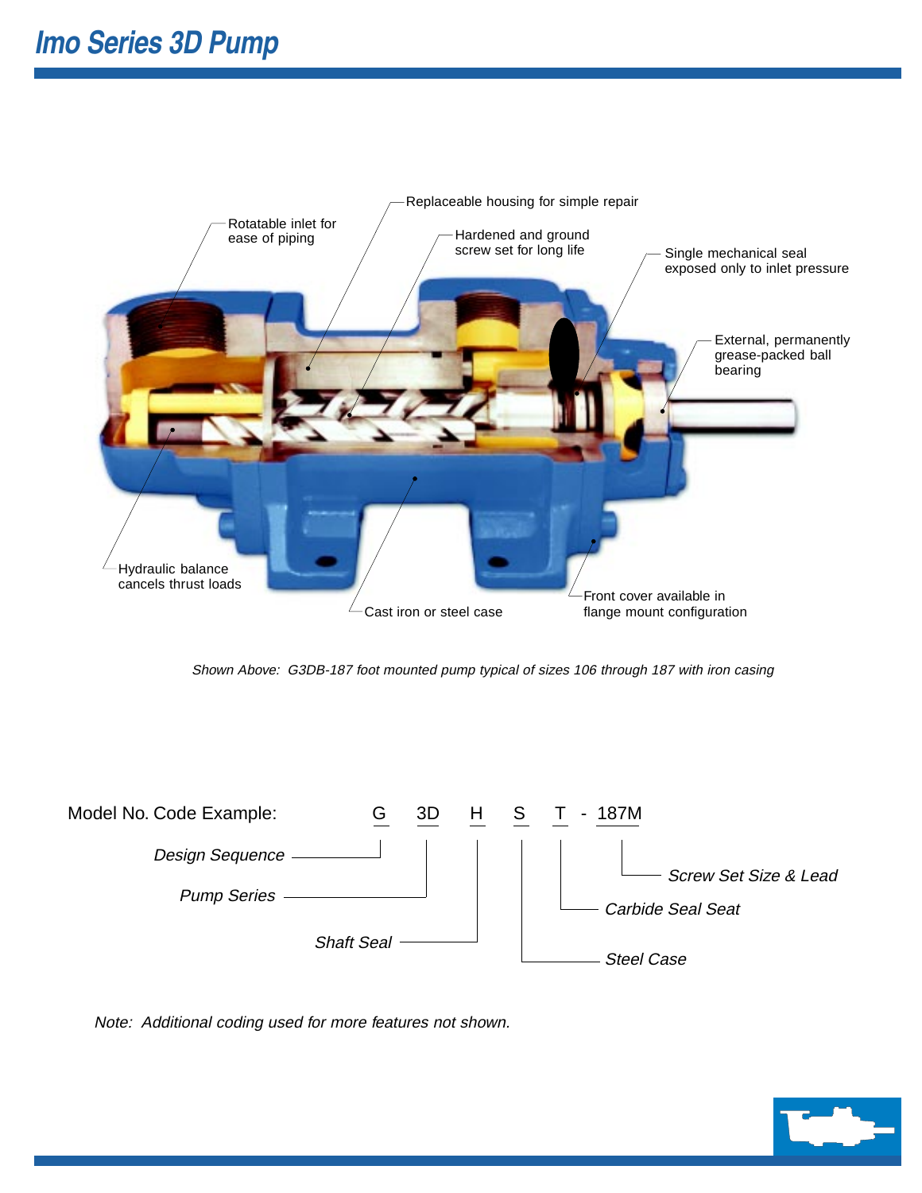# Imo Series 3D Pump

Rotatable inlet for ease of piping

Replaceable housing for simple repair

Hardened and ground screw set for long life

Single mechanical seal exposed only to inlet pressure

External, permanently grease-packed ball bearing

Hydraulic balance cancels thrust loads

Cast iron or steel case

Front cover available in flange mount configuration

*Shown Above: G3DB-187 foot mounted pump typical of sizes 106 through 187 with iron casing*

Model No. Code Example: G 3D H S T - 187M

- G — *Design Sequence*
- 3D — *Pump Series*
- H — *Shaft Seal*
- S — *Steel Case*
- T — *Carbide Seal Seat*
- 187M — *Screw Set Size & Lead*

*Note: Additional coding used for more features not shown.*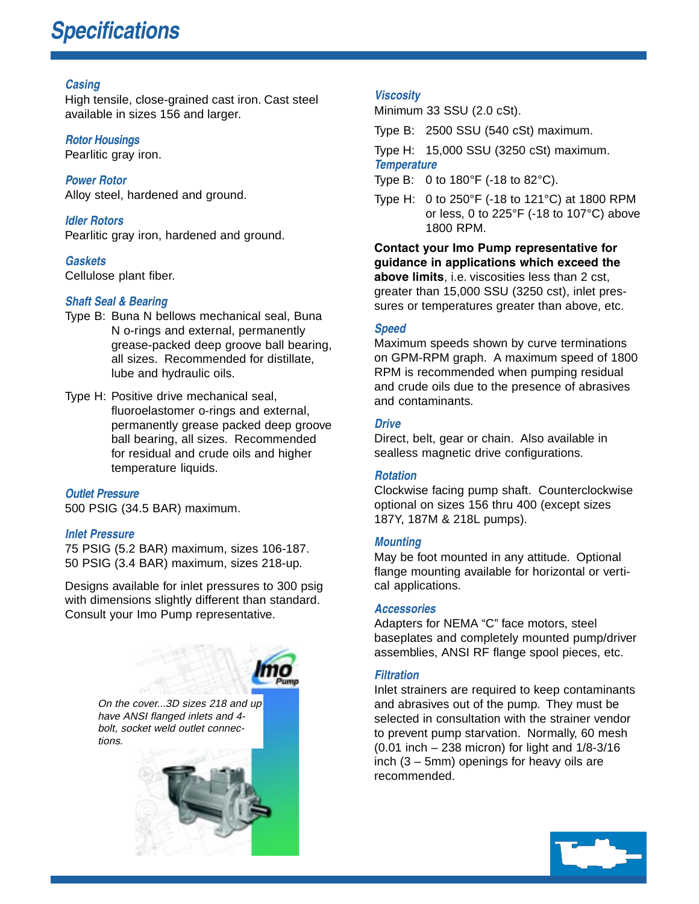# Specifications

### Casing
High tensile, close-grained cast iron. Cast steel available in sizes 156 and larger.

### Rotor Housings
Pearlitic gray iron.

### Power Rotor
Alloy steel, hardened and ground.

### Idler Rotors
Pearlitic gray iron, hardened and ground.

### Gaskets
Cellulose plant fiber.

### Shaft Seal & Bearing
Type B: Buna N bellows mechanical seal, Buna N o-rings and external, permanently grease-packed deep groove ball bearing, all sizes. Recommended for distillate, lube and hydraulic oils.

Type H: Positive drive mechanical seal, fluoroelastomer o-rings and external, permanently grease packed deep groove ball bearing, all sizes. Recommended for residual and crude oils and higher temperature liquids.

### Outlet Pressure
500 PSIG (34.5 BAR) maximum.

### Inlet Pressure
75 PSIG (5.2 BAR) maximum, sizes 106-187.
50 PSIG (3.4 BAR) maximum, sizes 218-up.

Designs available for inlet pressures to 300 psig with dimensions slightly different than standard. Consult your Imo Pump representative.

*On the cover...3D sizes 218 and up have ANSI flanged inlets and 4-bolt, socket weld outlet connections.*

### Viscosity
Minimum 33 SSU (2.0 cSt).

Type B: 2500 SSU (540 cSt) maximum.

Type H: 15,000 SSU (3250 cSt) maximum.

### Temperature
Type B: 0 to 180°F (-18 to 82°C).

Type H: 0 to 250°F (-18 to 121°C) at 1800 RPM or less, 0 to 225°F (-18 to 107°C) above 1800 RPM.

**Contact your Imo Pump representative for guidance in applications which exceed the above limits**, i.e. viscosities less than 2 cst, greater than 15,000 SSU (3250 cst), inlet pressures or temperatures greater than above, etc.

### Speed
Maximum speeds shown by curve terminations on GPM-RPM graph. A maximum speed of 1800 RPM is recommended when pumping residual and crude oils due to the presence of abrasives and contaminants.

### Drive
Direct, belt, gear or chain. Also available in sealless magnetic drive configurations.

### Rotation
Clockwise facing pump shaft. Counterclockwise optional on sizes 156 thru 400 (except sizes 187Y, 187M & 218L pumps).

### Mounting
May be foot mounted in any attitude. Optional flange mounting available for horizontal or vertical applications.

### Accessories
Adapters for NEMA "C" face motors, steel baseplates and completely mounted pump/driver assemblies, ANSI RF flange spool pieces, etc.

### Filtration
Inlet strainers are required to keep contaminants and abrasives out of the pump. They must be selected in consultation with the strainer vendor to prevent pump starvation. Normally, 60 mesh (0.01 inch – 238 micron) for light and 1/8-3/16 inch (3 – 5mm) openings for heavy oils are recommended.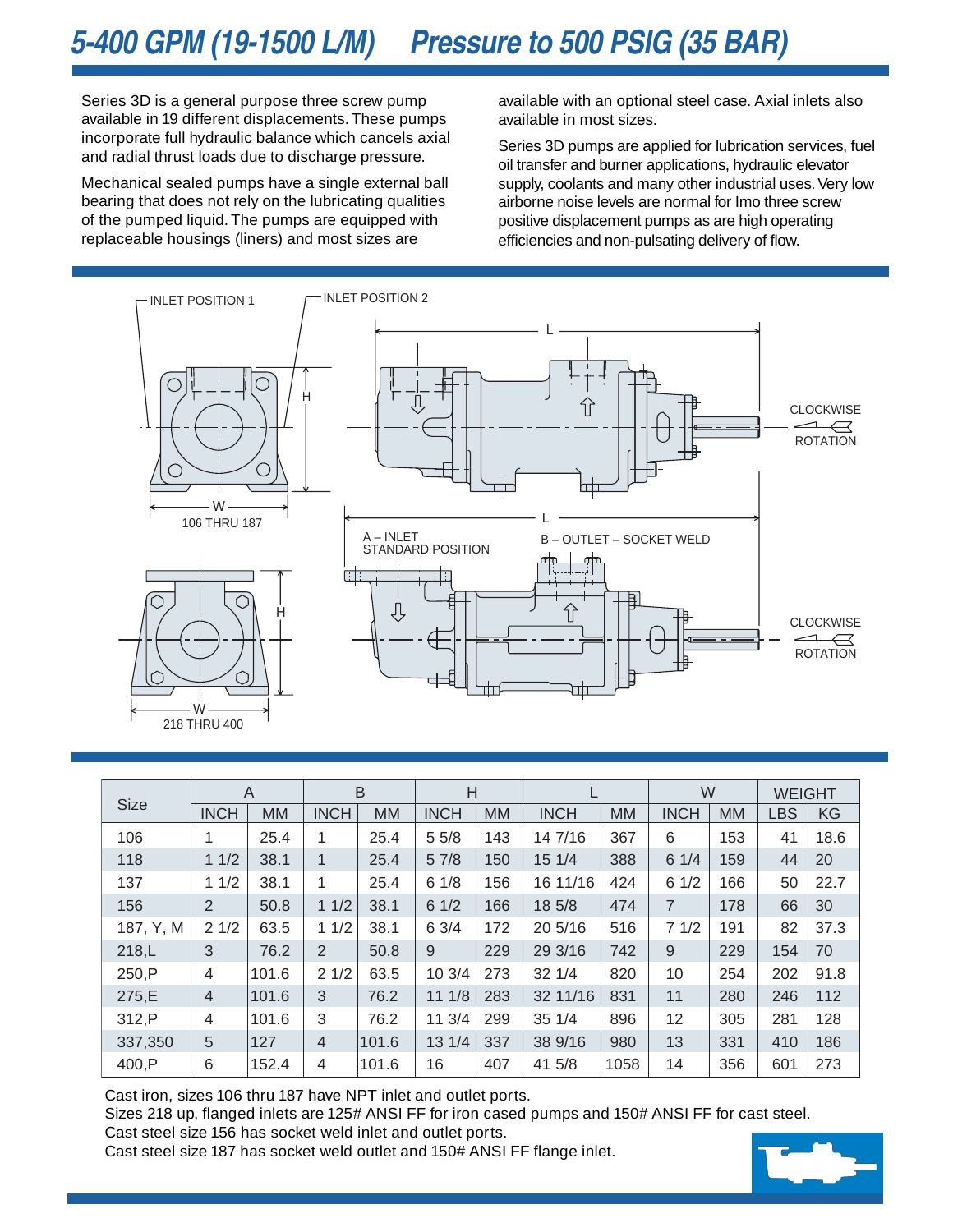# 5-400 GPM (19-1500 L/M) Pressure to 500 PSIG (35 BAR)

Series 3D is a general purpose three screw pump available in 19 different displacements. These pumps incorporate full hydraulic balance which cancels axial and radial thrust loads due to discharge pressure.

Mechanical sealed pumps have a single external ball bearing that does not rely on the lubricating qualities of the pumped liquid. The pumps are equipped with replaceable housings (liners) and most sizes are available with an optional steel case. Axial inlets also available in most sizes.

Series 3D pumps are applied for lubrication services, fuel oil transfer and burner applications, hydraulic elevator supply, coolants and many other industrial uses. Very low airborne noise levels are normal for Imo three screw positive displacement pumps as are high operating efficiencies and non-pulsating delivery of flow.

INLET POSITION 1 — INLET POSITION 2 — H — L — W — 106 THRU 187 — CLOCKWISE ROTATION

A – INLET STANDARD POSITION — B – OUTLET – SOCKET WELD — H — L — W — 218 THRU 400 — CLOCKWISE ROTATION

| Size | A | | B | | H | | L | | W | | WEIGHT | |
|---|---|---|---|---|---|---|---|---|---|---|---|---|
| | INCH | MM | INCH | MM | INCH | MM | INCH | MM | INCH | MM | LBS | KG |
| 106 | 1 | 25.4 | 1 | 25.4 | 5 5/8 | 143 | 14 7/16 | 367 | 6 | 153 | 41 | 18.6 |
| 118 | 1 1/2 | 38.1 | 1 | 25.4 | 5 7/8 | 150 | 15 1/4 | 388 | 6 1/4 | 159 | 44 | 20 |
| 137 | 1 1/2 | 38.1 | 1 | 25.4 | 6 1/8 | 156 | 16 11/16 | 424 | 6 1/2 | 166 | 50 | 22.7 |
| 156 | 2 | 50.8 | 1 1/2 | 38.1 | 6 1/2 | 166 | 18 5/8 | 474 | 7 | 178 | 66 | 30 |
| 187, Y, M | 2 1/2 | 63.5 | 1 1/2 | 38.1 | 6 3/4 | 172 | 20 5/16 | 516 | 7 1/2 | 191 | 82 | 37.3 |
| 218,L | 3 | 76.2 | 2 | 50.8 | 9 | 229 | 29 3/16 | 742 | 9 | 229 | 154 | 70 |
| 250,P | 4 | 101.6 | 2 1/2 | 63.5 | 10 3/4 | 273 | 32 1/4 | 820 | 10 | 254 | 202 | 91.8 |
| 275,E | 4 | 101.6 | 3 | 76.2 | 11 1/8 | 283 | 32 11/16 | 831 | 11 | 280 | 246 | 112 |
| 312,P | 4 | 101.6 | 3 | 76.2 | 11 3/4 | 299 | 35 1/4 | 896 | 12 | 305 | 281 | 128 |
| 337,350 | 5 | 127 | 4 | 101.6 | 13 1/4 | 337 | 38 9/16 | 980 | 13 | 331 | 410 | 186 |
| 400,P | 6 | 152.4 | 4 | 101.6 | 16 | 407 | 41 5/8 | 1058 | 14 | 356 | 601 | 273 |

Cast iron, sizes 106 thru 187 have NPT inlet and outlet ports.
Sizes 218 up, flanged inlets are 125# ANSI FF for iron cased pumps and 150# ANSI FF for cast steel.
Cast steel size 156 has socket weld inlet and outlet ports.
Cast steel size 187 has socket weld outlet and 150# ANSI FF flange inlet.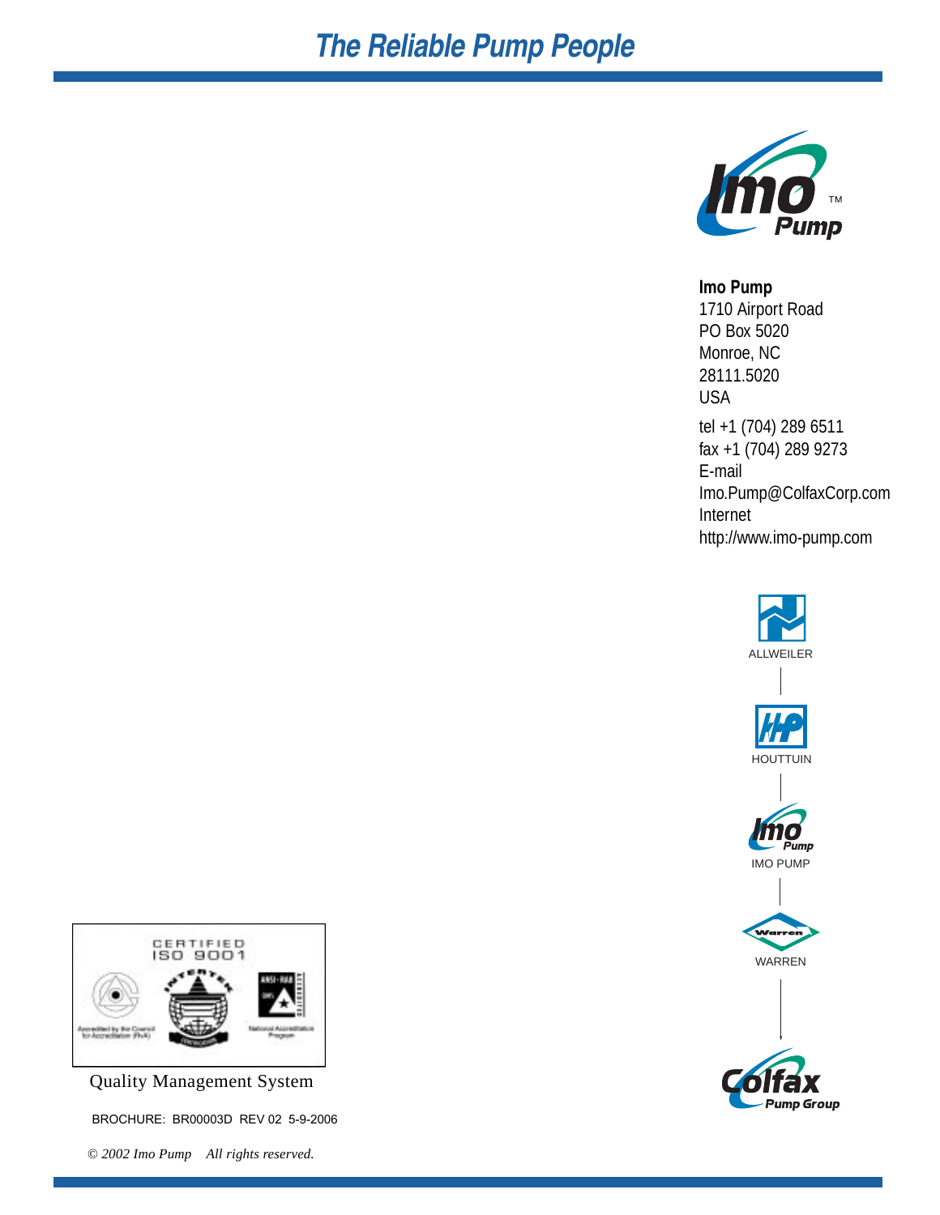# The Reliable Pump People

**Imo Pump**
1710 Airport Road
PO Box 5020
Monroe, NC
28111.5020
USA

tel +1 (704) 289 6511
fax +1 (704) 289 9273
E-mail
Imo.Pump@ColfaxCorp.com
Internet
http://www.imo-pump.com

ALLWEILER

HOUTTUIN

IMO PUMP

WARREN

Colfax Pump Group

CERTIFIED ISO 9001

Quality Management System

BROCHURE: BR00003D REV 02 5-9-2006

*© 2002 Imo Pump All rights reserved.*